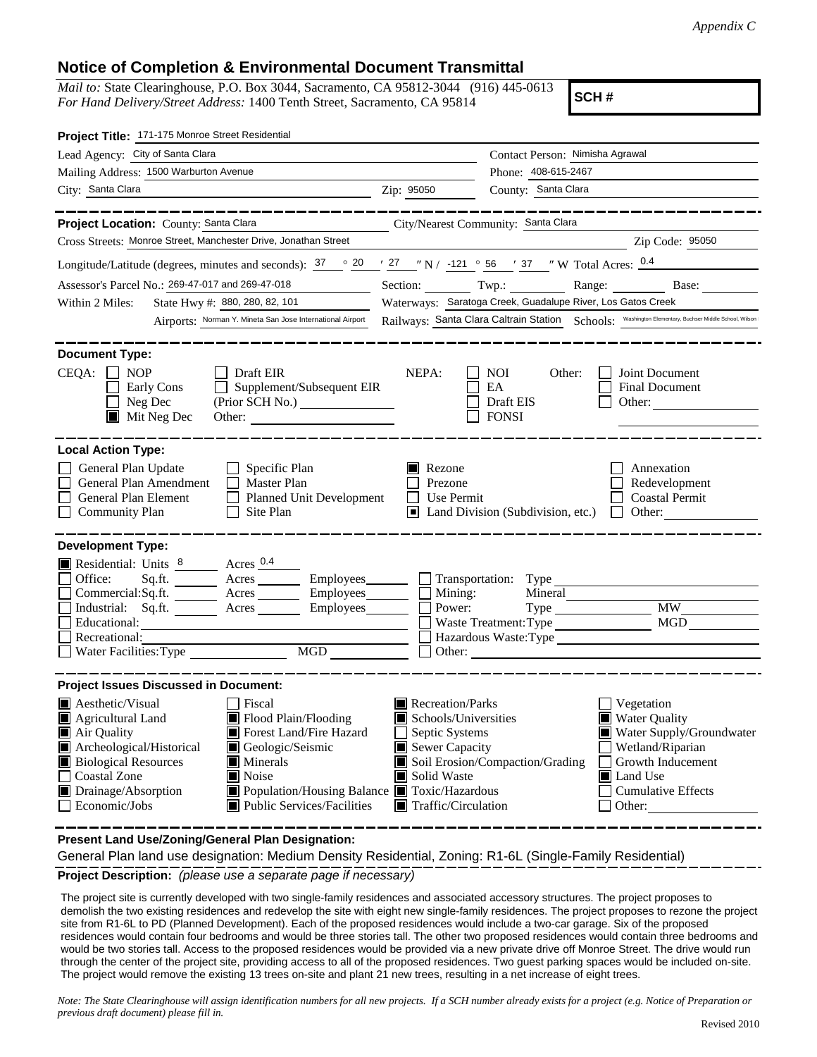*Appendix C*

# Notice of Completion & Environmental Document Transmittal

*Mail to:* State Clearinghouse, P.O. Box 3044, Sacramento, CA 95812-3044 (916) 445-0613
*For Hand Delivery/Street Address:* 1400 Tenth Street, Sacramento, CA 95814

**SCH #**

**Project Title:** 171-175 Monroe Street Residential

Lead Agency: City of Santa Clara
Contact Person: Nimisha Agrawal
Mailing Address: 1500 Warburton Avenue
Phone: 408-615-2467
City: Santa Clara
Zip: 95050
County: Santa Clara

---

**Project Location:** County: Santa Clara
City/Nearest Community: Santa Clara
Cross Streets: Monroe Street, Manchester Drive, Jonathan Street
Zip Code: 95050

Longitude/Latitude (degrees, minutes and seconds): 37 ° 20 ′ 27 ″ N / -121 ° 56 ′ 37 ″ W Total Acres: 0.4

Assessor's Parcel No.: 269-47-017 and 269-47-018
Section: Twp.: Range: Base:

Within 2 Miles: State Hwy #: 880, 280, 82, 101
Waterways: Saratoga Creek, Guadalupe River, Los Gatos Creek
Airports: Norman Y. Mineta San Jose International Airport
Railways: Santa Clara Caltrain Station
Schools: Washington Elementary, Buchser Middle School, Wilson

---

**Document Type:**

CEQA: ☐ NOP ☐ Early Cons ☐ Neg Dec ■ Mit Neg Dec
☐ Draft EIR ☐ Supplement/Subsequent EIR (Prior SCH No.) Other:

NEPA: ☐ NOI ☐ EA ☐ Draft EIS ☐ FONSI

Other: ☐ Joint Document ☐ Final Document ☐ Other:

---

**Local Action Type:**

☐ General Plan Update
☐ General Plan Amendment
☐ General Plan Element
☐ Community Plan
☐ Specific Plan
☐ Master Plan
☐ Planned Unit Development
☐ Site Plan
■ Rezone
☐ Prezone
☐ Use Permit
■ Land Division (Subdivision, etc.)
☐ Annexation
☐ Redevelopment
☐ Coastal Permit
☐ Other:

---

**Development Type:**

■ Residential: Units 8 Acres 0.4
☐ Office: Sq.ft. Acres Employees
☐ Commercial: Sq.ft. Acres Employees
☐ Industrial: Sq.ft. Acres Employees
☐ Educational:
☐ Recreational:
☐ Water Facilities: Type MGD
☐ Transportation: Type
☐ Mining: Mineral
☐ Power: Type MW
☐ Waste Treatment: Type MGD
☐ Hazardous Waste: Type
☐ Other:

---

**Project Issues Discussed in Document:**

■ Aesthetic/Visual
■ Agricultural Land
■ Air Quality
■ Archeological/Historical
■ Biological Resources
☐ Coastal Zone
■ Drainage/Absorption
☐ Economic/Jobs
☐ Fiscal
■ Flood Plain/Flooding
■ Forest Land/Fire Hazard
■ Geologic/Seismic
■ Minerals
■ Noise
■ Population/Housing Balance
■ Public Services/Facilities
■ Recreation/Parks
■ Schools/Universities
☐ Septic Systems
■ Sewer Capacity
■ Soil Erosion/Compaction/Grading
■ Solid Waste
■ Toxic/Hazardous
■ Traffic/Circulation
☐ Vegetation
■ Water Quality
■ Water Supply/Groundwater
☐ Wetland/Riparian
☐ Growth Inducement
■ Land Use
☐ Cumulative Effects
☐ Other:

---

**Present Land Use/Zoning/General Plan Designation:**

General Plan land use designation: Medium Density Residential, Zoning: R1-6L (Single-Family Residential)

**Project Description:** *(please use a separate page if necessary)*

The project site is currently developed with two single-family residences and associated accessory structures. The project proposes to demolish the two existing residences and redevelop the site with eight new single-family residences. The project proposes to rezone the project site from R1-6L to PD (Planned Development). Each of the proposed residences would include a two-car garage. Six of the proposed residences would contain four bedrooms and would be three stories tall. The other two proposed residences would contain three bedrooms and would be two stories tall. Access to the proposed residences would be provided via a new private drive off Monroe Street. The drive would run through the center of the project site, providing access to all of the proposed residences. Two guest parking spaces would be included on-site. The project would remove the existing 13 trees on-site and plant 21 new trees, resulting in a net increase of eight trees.

*Note: The State Clearinghouse will assign identification numbers for all new projects. If a SCH number already exists for a project (e.g. Notice of Preparation or previous draft document) please fill in.*

Revised 2010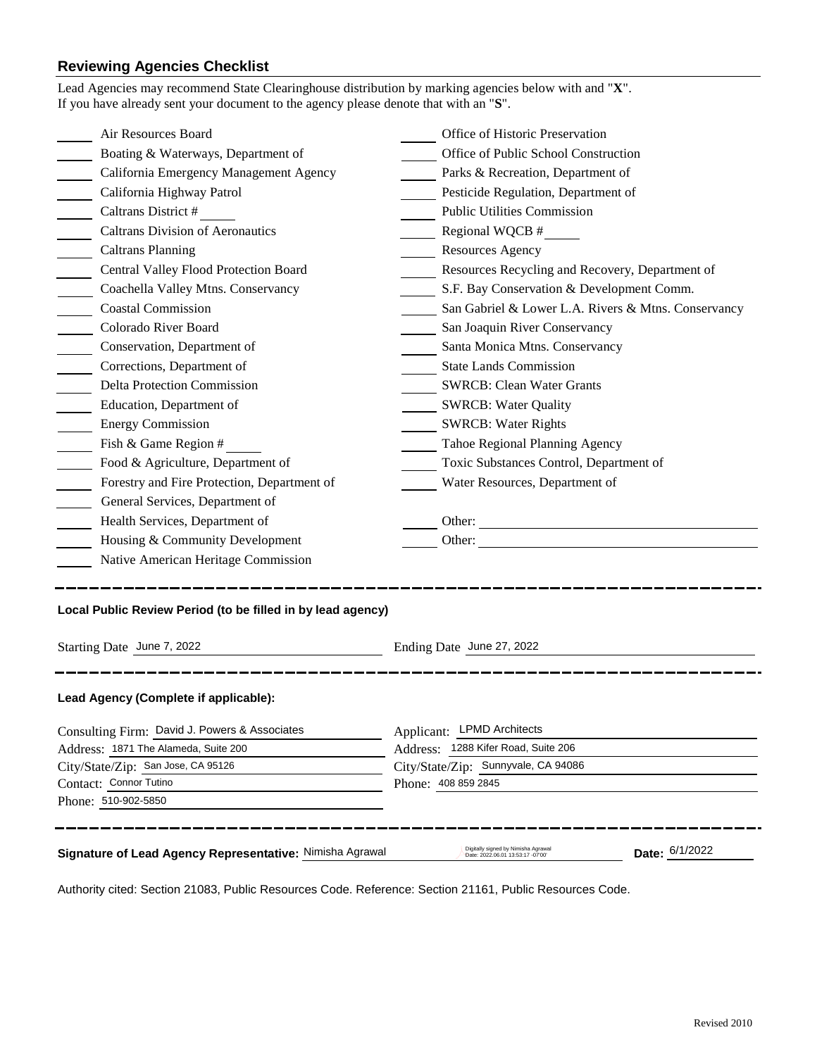## Reviewing Agencies Checklist

Lead Agencies may recommend State Clearinghouse distribution by marking agencies below with and "**X**".
If you have already sent your document to the agency please denote that with an "**S**".

| | |
|---|---|
| _____ Air Resources Board | _____ Office of Historic Preservation |
| _____ Boating & Waterways, Department of | _____ Office of Public School Construction |
| _____ California Emergency Management Agency | _____ Parks & Recreation, Department of |
| _____ California Highway Patrol | _____ Pesticide Regulation, Department of |
| _____ Caltrans District # _____ | _____ Public Utilities Commission |
| _____ Caltrans Division of Aeronautics | _____ Regional WQCB # _____ |
| _____ Caltrans Planning | _____ Resources Agency |
| _____ Central Valley Flood Protection Board | _____ Resources Recycling and Recovery, Department of |
| _____ Coachella Valley Mtns. Conservancy | _____ S.F. Bay Conservation & Development Comm. |
| _____ Coastal Commission | _____ San Gabriel & Lower L.A. Rivers & Mtns. Conservancy |
| _____ Colorado River Board | _____ San Joaquin River Conservancy |
| _____ Conservation, Department of | _____ Santa Monica Mtns. Conservancy |
| _____ Corrections, Department of | _____ State Lands Commission |
| _____ Delta Protection Commission | _____ SWRCB: Clean Water Grants |
| _____ Education, Department of | _____ SWRCB: Water Quality |
| _____ Energy Commission | _____ SWRCB: Water Rights |
| _____ Fish & Game Region # _____ | _____ Tahoe Regional Planning Agency |
| _____ Food & Agriculture, Department of | _____ Toxic Substances Control, Department of |
| _____ Forestry and Fire Protection, Department of | _____ Water Resources, Department of |
| _____ General Services, Department of | |
| _____ Health Services, Department of | _____ Other: _____ |
| _____ Housing & Community Development | _____ Other: _____ |
| _____ Native American Heritage Commission | |

---

### Local Public Review Period (to be filled in by lead agency)

Starting Date June 7, 2022 Ending Date June 27, 2022

---

### Lead Agency (Complete if applicable):

| | |
|---|---|
| Consulting Firm: David J. Powers & Associates | Applicant: LPMD Architects |
| Address: 1871 The Alameda, Suite 200 | Address: 1288 Kifer Road, Suite 206 |
| City/State/Zip: San Jose, CA 95126 | City/State/Zip: Sunnyvale, CA 94086 |
| Contact: Connor Tutino | Phone: 408 859 2845 |
| Phone: 510-902-5850 | |

---

**Signature of Lead Agency Representative:** Nimisha Agrawal Digitally signed by Nimisha Agrawal Date: 2022.06.01 13:53:17 -07'00' **Date:** 6/1/2022

Authority cited: Section 21083, Public Resources Code. Reference: Section 21161, Public Resources Code.

Revised 2010